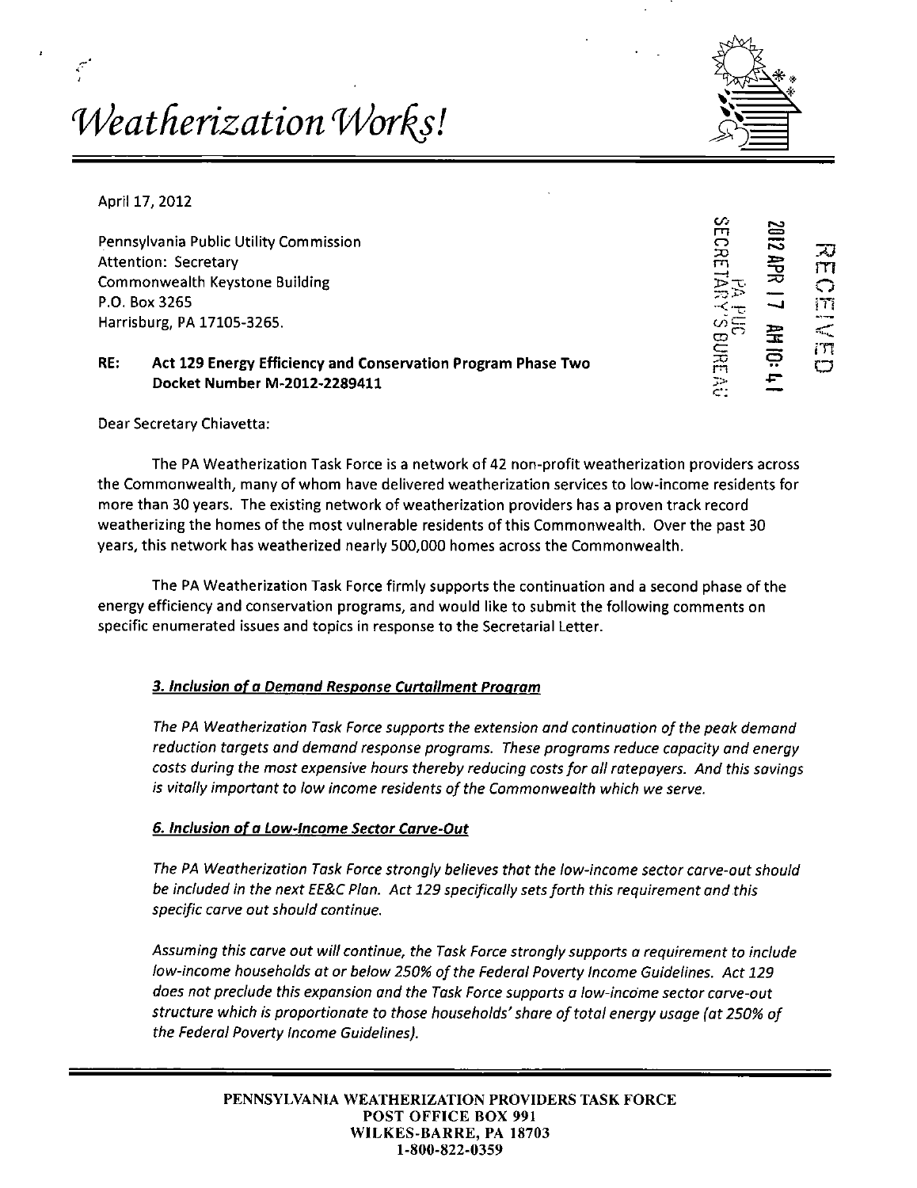# *Weatherization Works!*

April 17, 2012

Pennsylvania Public Utility Commission
Attention: Secretary
Commonwealth Keystone Building
P.O. Box 3265
Harrisburg, PA 17105-3265.

RECEIVED
2012 APR 17 AM 10:41
PA PUC
SECRETARY'S BUREAU

**RE: Act 129 Energy Efficiency and Conservation Program Phase Two**
**Docket Number M-2012-2289411**

Dear Secretary Chiavetta:

The PA Weatherization Task Force is a network of 42 non-profit weatherization providers across the Commonwealth, many of whom have delivered weatherization services to low-income residents for more than 30 years. The existing network of weatherization providers has a proven track record weatherizing the homes of the most vulnerable residents of this Commonwealth. Over the past 30 years, this network has weatherized nearly 500,000 homes across the Commonwealth.

The PA Weatherization Task Force firmly supports the continuation and a second phase of the energy efficiency and conservation programs, and would like to submit the following comments on specific enumerated issues and topics in response to the Secretarial Letter.

***3. Inclusion of a Demand Response Curtailment Program***

*The PA Weatherization Task Force supports the extension and continuation of the peak demand reduction targets and demand response programs. These programs reduce capacity and energy costs during the most expensive hours thereby reducing costs for all ratepayers. And this savings is vitally important to low income residents of the Commonwealth which we serve.*

***6. Inclusion of a Low-Income Sector Carve-Out***

*The PA Weatherization Task Force strongly believes that the low-income sector carve-out should be included in the next EE&C Plan. Act 129 specifically sets forth this requirement and this specific carve out should continue.*

*Assuming this carve out will continue, the Task Force strongly supports a requirement to include low-income households at or below 250% of the Federal Poverty Income Guidelines. Act 129 does not preclude this expansion and the Task Force supports a low-income sector carve-out structure which is proportionate to those households' share of total energy usage (at 250% of the Federal Poverty Income Guidelines).*

**PENNSYLVANIA WEATHERIZATION PROVIDERS TASK FORCE**
**POST OFFICE BOX 991**
**WILKES-BARRE, PA 18703**
**1-800-822-0359**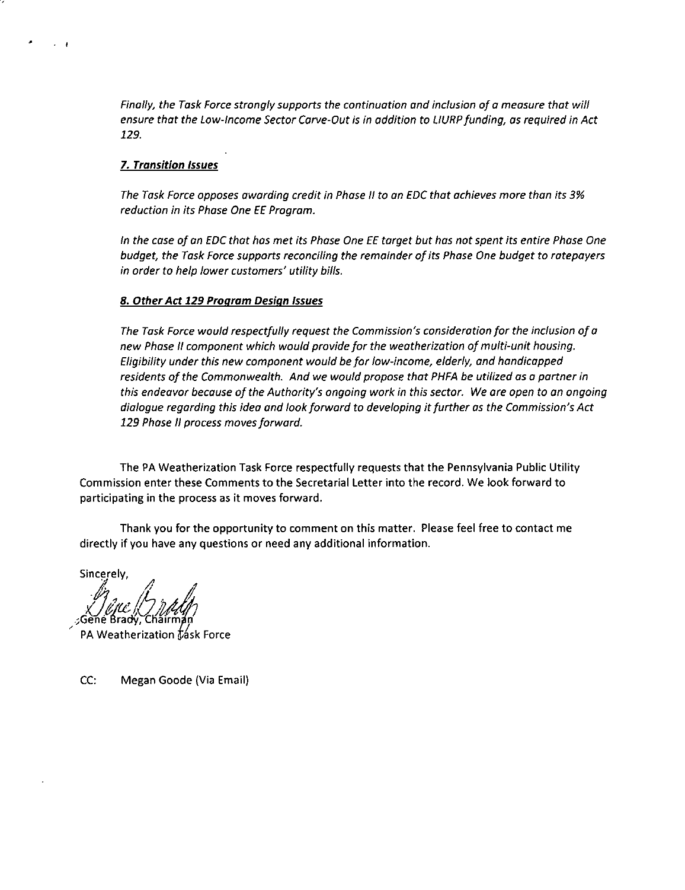*Finally, the Task Force strongly supports the continuation and inclusion of a measure that will ensure that the Low-Income Sector Carve-Out is in addition to LIURP funding, as required in Act 129.*

***7. Transition Issues***

*The Task Force opposes awarding credit in Phase II to an EDC that achieves more than its 3% reduction in its Phase One EE Program.*

*In the case of an EDC that has met its Phase One EE target but has not spent its entire Phase One budget, the Task Force supports reconciling the remainder of its Phase One budget to ratepayers in order to help lower customers' utility bills.*

***8. Other Act 129 Program Design Issues***

*The Task Force would respectfully request the Commission's consideration for the inclusion of a new Phase II component which would provide for the weatherization of multi-unit housing. Eligibility under this new component would be for low-income, elderly, and handicapped residents of the Commonwealth. And we would propose that PHFA be utilized as a partner in this endeavor because of the Authority's ongoing work in this sector. We are open to an ongoing dialogue regarding this idea and look forward to developing it further as the Commission's Act 129 Phase II process moves forward.*

The PA Weatherization Task Force respectfully requests that the Pennsylvania Public Utility Commission enter these Comments to the Secretarial Letter into the record. We look forward to participating in the process as it moves forward.

Thank you for the opportunity to comment on this matter. Please feel free to contact me directly if you have any questions or need any additional information.

Sincerely,

Gene Brady, Chairman
PA Weatherization Task Force

CC: Megan Goode (Via Email)